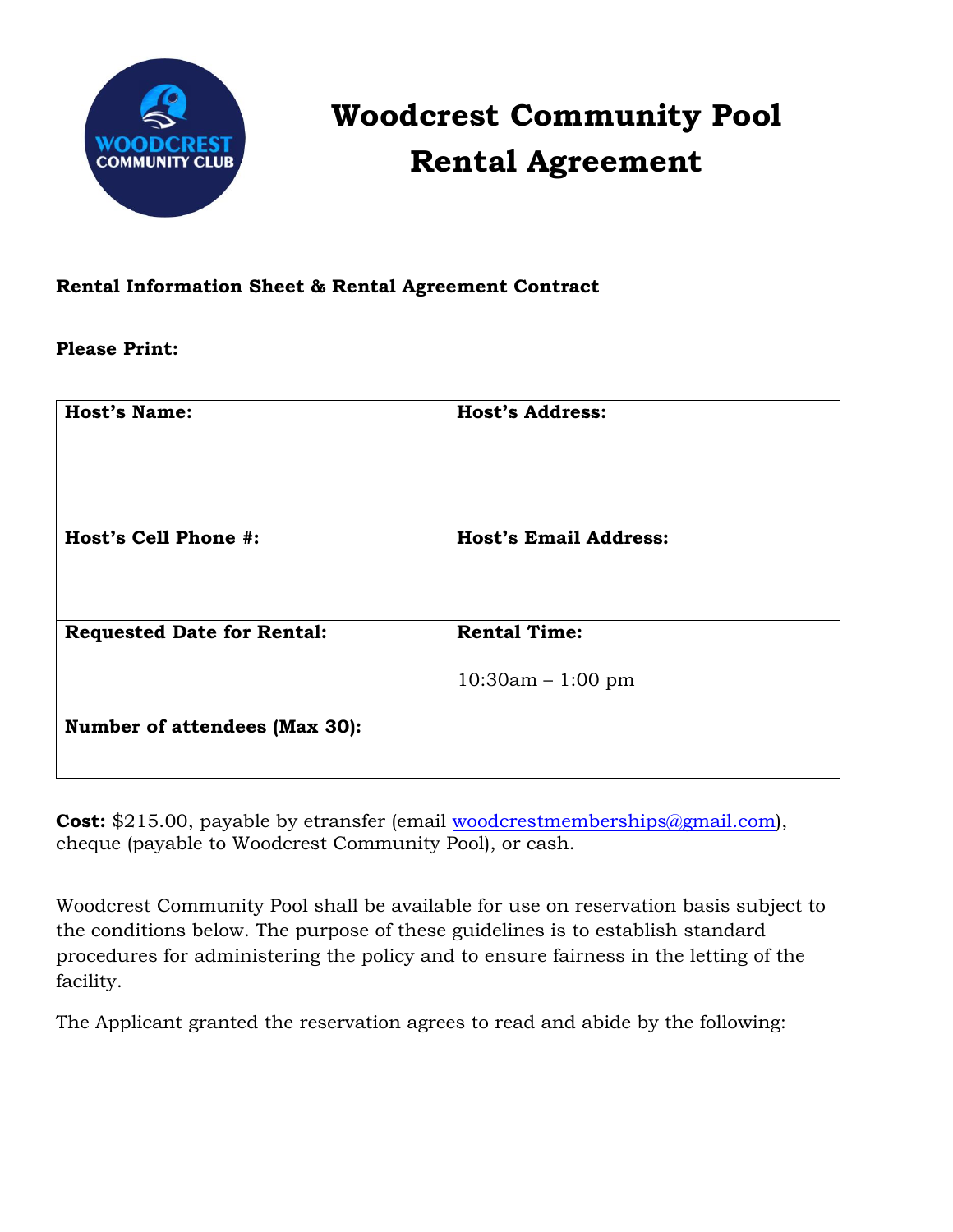# Woodcrest Community Pool Rental Agreement

**Rental Information Sheet & Rental Agreement Contract**

**Please Print:**

| **Host's Name:** | **Host's Address:** |
|---|---|
| **Host's Cell Phone #:** | **Host's Email Address:** |
| **Requested Date for Rental:** | **Rental Time:** 10:30am – 1:00 pm |
| **Number of attendees (Max 30):** | |

**Cost:** $215.00, payable by etransfer (email woodcrestmemberships@gmail.com), cheque (payable to Woodcrest Community Pool), or cash.

Woodcrest Community Pool shall be available for use on reservation basis subject to the conditions below. The purpose of these guidelines is to establish standard procedures for administering the policy and to ensure fairness in the letting of the facility.

The Applicant granted the reservation agrees to read and abide by the following: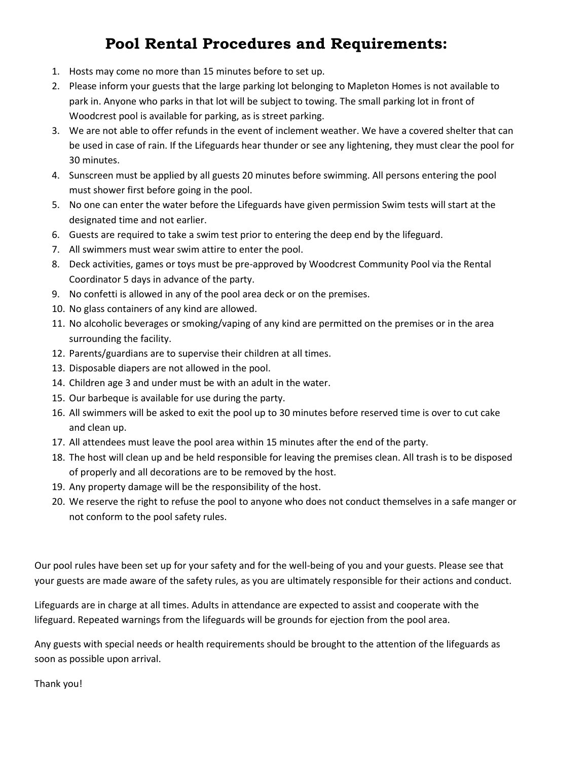# Pool Rental Procedures and Requirements:

1. Hosts may come no more than 15 minutes before to set up.
2. Please inform your guests that the large parking lot belonging to Mapleton Homes is not available to park in. Anyone who parks in that lot will be subject to towing. The small parking lot in front of Woodcrest pool is available for parking, as is street parking.
3. We are not able to offer refunds in the event of inclement weather. We have a covered shelter that can be used in case of rain. If the Lifeguards hear thunder or see any lightening, they must clear the pool for 30 minutes.
4. Sunscreen must be applied by all guests 20 minutes before swimming. All persons entering the pool must shower first before going in the pool.
5. No one can enter the water before the Lifeguards have given permission Swim tests will start at the designated time and not earlier.
6. Guests are required to take a swim test prior to entering the deep end by the lifeguard.
7. All swimmers must wear swim attire to enter the pool.
8. Deck activities, games or toys must be pre-approved by Woodcrest Community Pool via the Rental Coordinator 5 days in advance of the party.
9. No confetti is allowed in any of the pool area deck or on the premises.
10. No glass containers of any kind are allowed.
11. No alcoholic beverages or smoking/vaping of any kind are permitted on the premises or in the area surrounding the facility.
12. Parents/guardians are to supervise their children at all times.
13. Disposable diapers are not allowed in the pool.
14. Children age 3 and under must be with an adult in the water.
15. Our barbeque is available for use during the party.
16. All swimmers will be asked to exit the pool up to 30 minutes before reserved time is over to cut cake and clean up.
17. All attendees must leave the pool area within 15 minutes after the end of the party.
18. The host will clean up and be held responsible for leaving the premises clean. All trash is to be disposed of properly and all decorations are to be removed by the host.
19. Any property damage will be the responsibility of the host.
20. We reserve the right to refuse the pool to anyone who does not conduct themselves in a safe manger or not conform to the pool safety rules.

Our pool rules have been set up for your safety and for the well-being of you and your guests. Please see that your guests are made aware of the safety rules, as you are ultimately responsible for their actions and conduct.

Lifeguards are in charge at all times. Adults in attendance are expected to assist and cooperate with the lifeguard. Repeated warnings from the lifeguards will be grounds for ejection from the pool area.

Any guests with special needs or health requirements should be brought to the attention of the lifeguards as soon as possible upon arrival.

Thank you!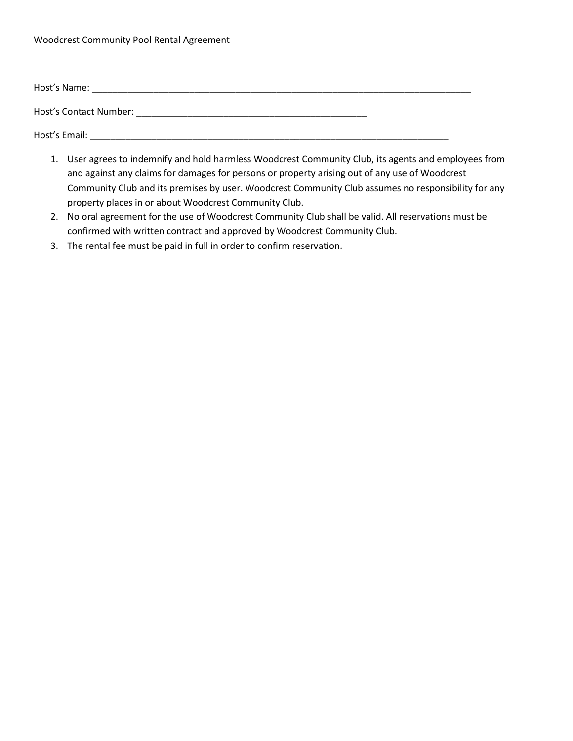Woodcrest Community Pool Rental Agreement

Host's Name: ______________________________________________________________________________

Host's Contact Number: ______________________________________________

Host's Email: __________________________________________________________________________

1. User agrees to indemnify and hold harmless Woodcrest Community Club, its agents and employees from and against any claims for damages for persons or property arising out of any use of Woodcrest Community Club and its premises by user. Woodcrest Community Club assumes no responsibility for any property places in or about Woodcrest Community Club.
2. No oral agreement for the use of Woodcrest Community Club shall be valid. All reservations must be confirmed with written contract and approved by Woodcrest Community Club.
3. The rental fee must be paid in full in order to confirm reservation.